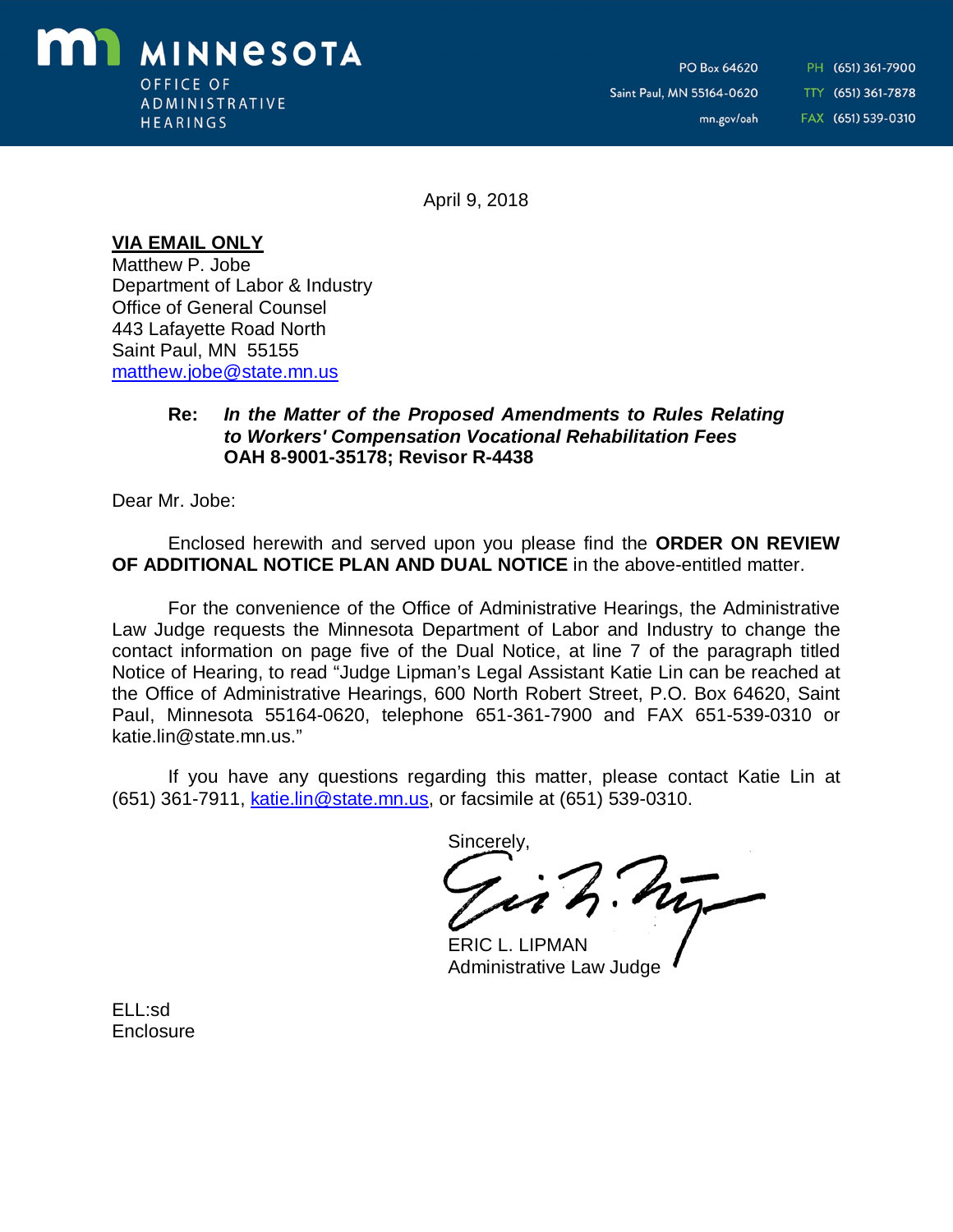**MINNESOTA**
OFFICE OF ADMINISTRATIVE HEARINGS

PO Box 64620
Saint Paul, MN 55164-0620
mn.gov/oah

PH (651) 361-7900
TTY (651) 361-7878
FAX (651) 539-0310

April 9, 2018

**VIA EMAIL ONLY**
Matthew P. Jobe
Department of Labor & Industry
Office of General Counsel
443 Lafayette Road North
Saint Paul, MN 55155
matthew.jobe@state.mn.us

**Re:** ***In the Matter of the Proposed Amendments to Rules Relating to Workers' Compensation Vocational Rehabilitation Fees***
**OAH 8-9001-35178; Revisor R-4438**

Dear Mr. Jobe:

Enclosed herewith and served upon you please find the **ORDER ON REVIEW OF ADDITIONAL NOTICE PLAN AND DUAL NOTICE** in the above-entitled matter.

For the convenience of the Office of Administrative Hearings, the Administrative Law Judge requests the Minnesota Department of Labor and Industry to change the contact information on page five of the Dual Notice, at line 7 of the paragraph titled Notice of Hearing, to read "Judge Lipman's Legal Assistant Katie Lin can be reached at the Office of Administrative Hearings, 600 North Robert Street, P.O. Box 64620, Saint Paul, Minnesota 55164-0620, telephone 651-361-7900 and FAX 651-539-0310 or katie.lin@state.mn.us."

If you have any questions regarding this matter, please contact Katie Lin at (651) 361-7911, katie.lin@state.mn.us, or facsimile at (651) 539-0310.

Sincerely,

ERIC L. LIPMAN
Administrative Law Judge

ELL:sd
Enclosure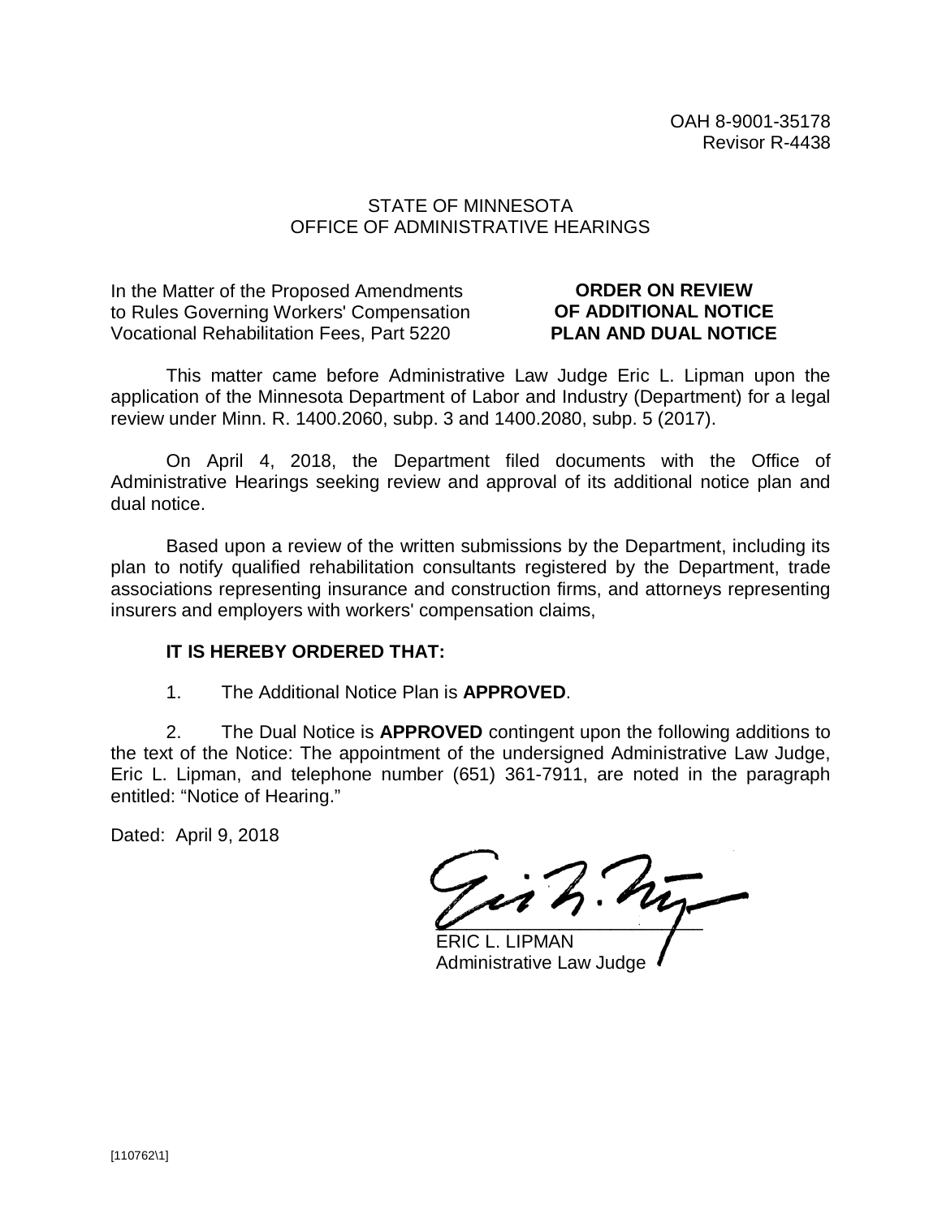OAH 8-9001-35178
Revisor R-4438

STATE OF MINNESOTA
OFFICE OF ADMINISTRATIVE HEARINGS

In the Matter of the Proposed Amendments to Rules Governing Workers' Compensation Vocational Rehabilitation Fees, Part 5220

**ORDER ON REVIEW OF ADDITIONAL NOTICE PLAN AND DUAL NOTICE**

This matter came before Administrative Law Judge Eric L. Lipman upon the application of the Minnesota Department of Labor and Industry (Department) for a legal review under Minn. R. 1400.2060, subp. 3 and 1400.2080, subp. 5 (2017).

On April 4, 2018, the Department filed documents with the Office of Administrative Hearings seeking review and approval of its additional notice plan and dual notice.

Based upon a review of the written submissions by the Department, including its plan to notify qualified rehabilitation consultants registered by the Department, trade associations representing insurance and construction firms, and attorneys representing insurers and employers with workers' compensation claims,

**IT IS HEREBY ORDERED THAT:**

1. The Additional Notice Plan is **APPROVED**.

2. The Dual Notice is **APPROVED** contingent upon the following additions to the text of the Notice: The appointment of the undersigned Administrative Law Judge, Eric L. Lipman, and telephone number (651) 361-7911, are noted in the paragraph entitled: "Notice of Hearing."

Dated: April 9, 2018

ERIC L. LIPMAN
Administrative Law Judge

[110762\1]